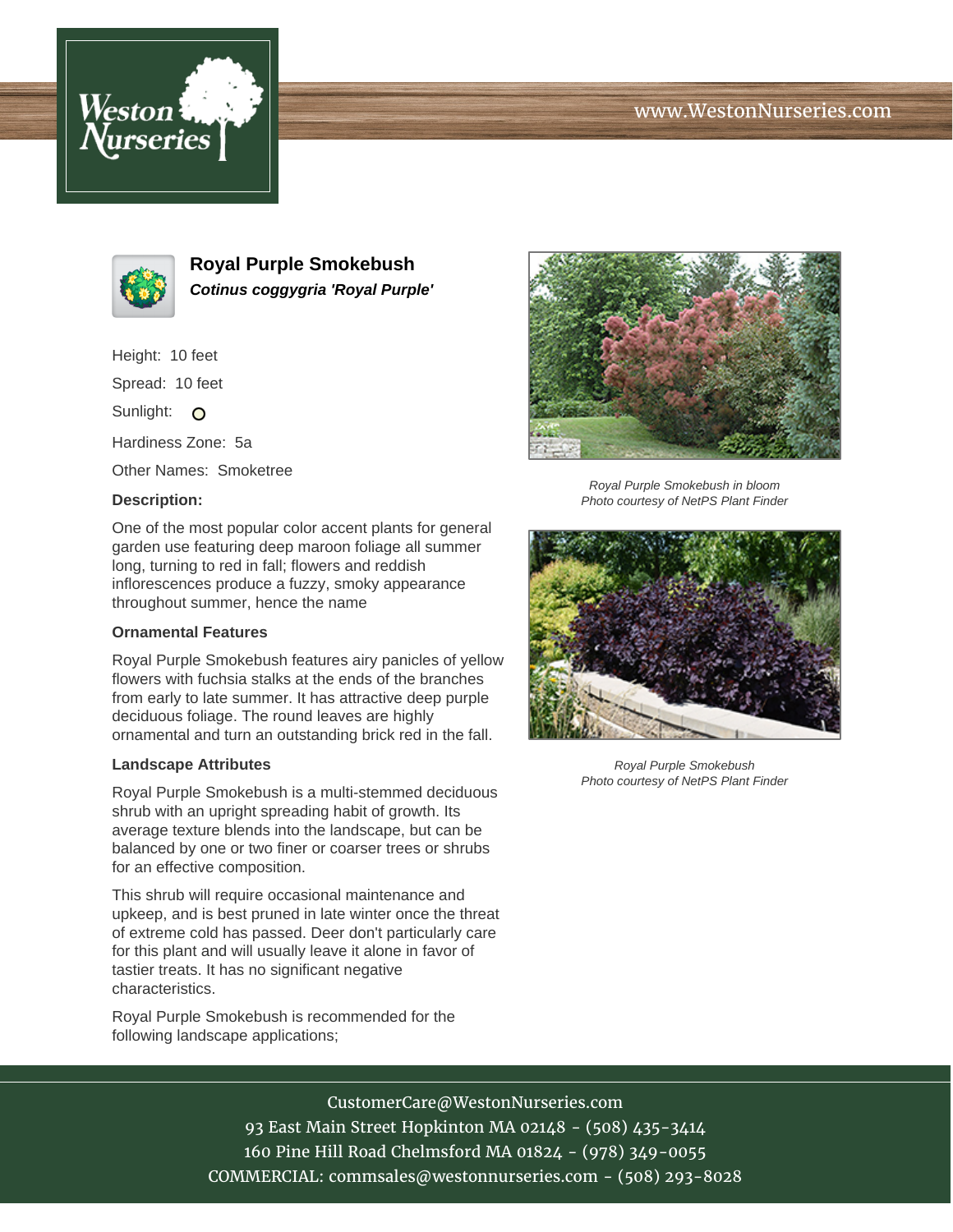# Royal Purple Smokebush

***Cotinus coggygria 'Royal Purple'***

Height: 10 feet

Spread: 10 feet

Sunlight:

Hardiness Zone: 5a

Other Names: Smoketree

### Description:

One of the most popular color accent plants for general garden use featuring deep maroon foliage all summer long, turning to red in fall; flowers and reddish inflorescences produce a fuzzy, smoky appearance throughout summer, hence the name

### Ornamental Features

Royal Purple Smokebush features airy panicles of yellow flowers with fuchsia stalks at the ends of the branches from early to late summer. It has attractive deep purple deciduous foliage. The round leaves are highly ornamental and turn an outstanding brick red in the fall.

### Landscape Attributes

Royal Purple Smokebush is a multi-stemmed deciduous shrub with an upright spreading habit of growth. Its average texture blends into the landscape, but can be balanced by one or two finer or coarser trees or shrubs for an effective composition.

This shrub will require occasional maintenance and upkeep, and is best pruned in late winter once the threat of extreme cold has passed. Deer don't particularly care for this plant and will usually leave it alone in favor of tastier treats. It has no significant negative characteristics.

Royal Purple Smokebush is recommended for the following landscape applications;

*Royal Purple Smokebush in bloom*
*Photo courtesy of NetPS Plant Finder*

*Royal Purple Smokebush*
*Photo courtesy of NetPS Plant Finder*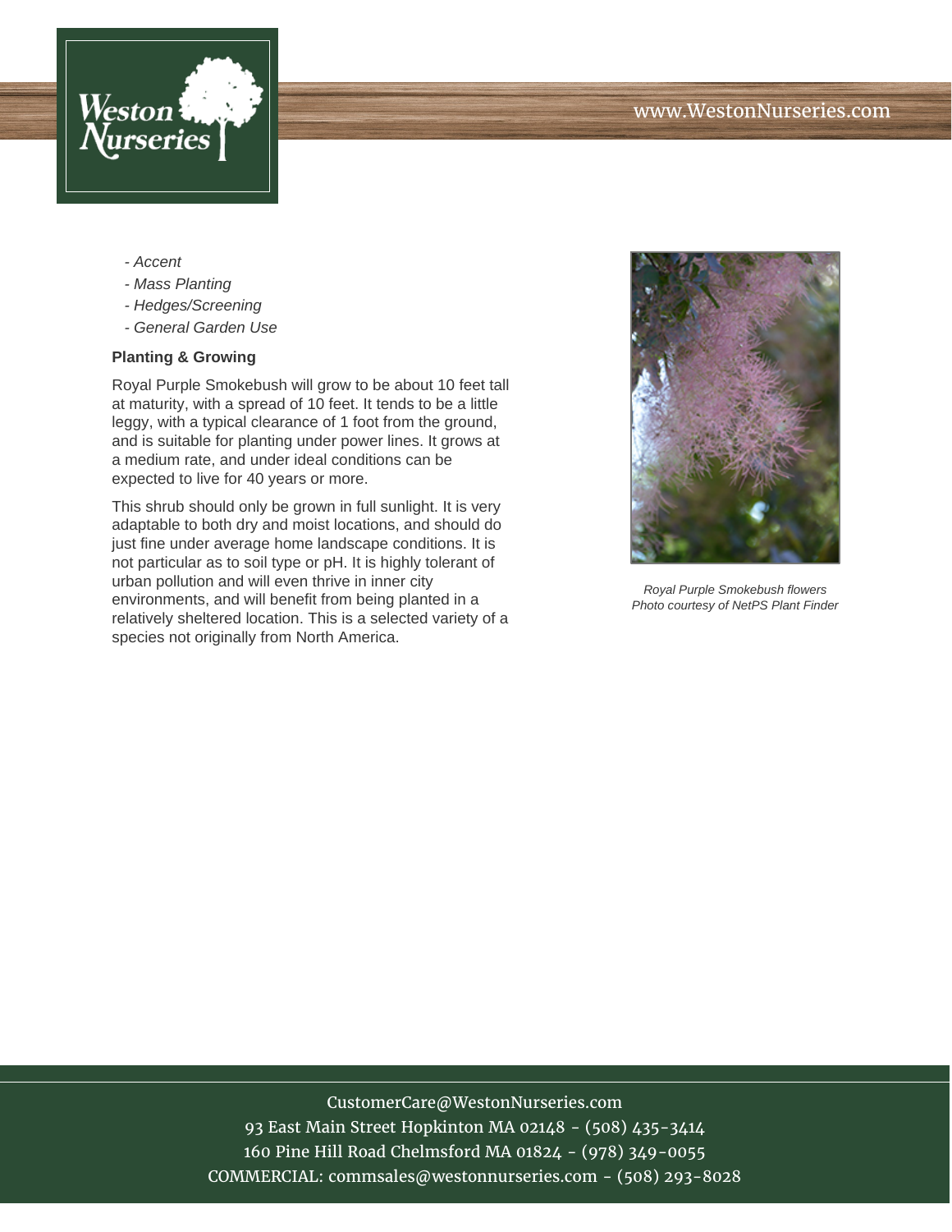- *Accent*
- *Mass Planting*
- *Hedges/Screening*
- *General Garden Use*

**Planting & Growing**

Royal Purple Smokebush will grow to be about 10 feet tall at maturity, with a spread of 10 feet. It tends to be a little leggy, with a typical clearance of 1 foot from the ground, and is suitable for planting under power lines. It grows at a medium rate, and under ideal conditions can be expected to live for 40 years or more.

This shrub should only be grown in full sunlight. It is very adaptable to both dry and moist locations, and should do just fine under average home landscape conditions. It is not particular as to soil type or pH. It is highly tolerant of urban pollution and will even thrive in inner city environments, and will benefit from being planted in a relatively sheltered location. This is a selected variety of a species not originally from North America.

*Royal Purple Smokebush flowers*
*Photo courtesy of NetPS Plant Finder*